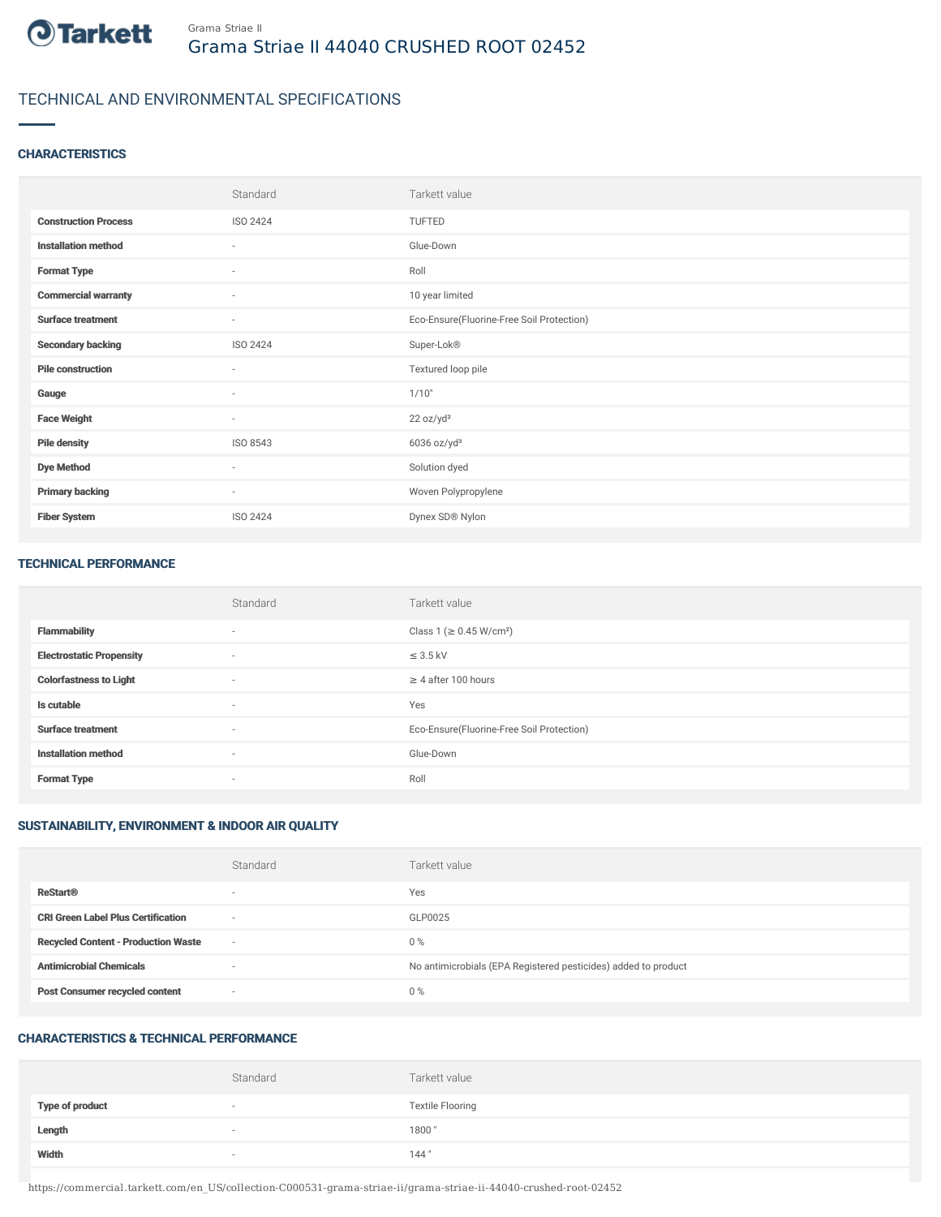Grama Striae II

# Grama Striae II 44040 CRUSHED ROOT 02452

## TECHNICAL AND ENVIRONMENTAL SPECIFICATIONS

### CHARACTERISTICS

| | Standard | Tarkett value |
|---|---|---|
| **Construction Process** | ISO 2424 | TUFTED |
| **Installation method** | - | Glue-Down |
| **Format Type** | - | Roll |
| **Commercial warranty** | - | 10 year limited |
| **Surface treatment** | - | Eco-Ensure(Fluorine-Free Soil Protection) |
| **Secondary backing** | ISO 2424 | Super-Lok® |
| **Pile construction** | - | Textured loop pile |
| **Gauge** | - | 1/10" |
| **Face Weight** | - | 22 oz/yd² |
| **Pile density** | ISO 8543 | 6036 oz/yd³ |
| **Dye Method** | - | Solution dyed |
| **Primary backing** | - | Woven Polypropylene |
| **Fiber System** | ISO 2424 | Dynex SD® Nylon |

### TECHNICAL PERFORMANCE

| | Standard | Tarkett value |
|---|---|---|
| **Flammability** | - | Class 1 (≥ 0.45 W/cm²) |
| **Electrostatic Propensity** | - | ≤ 3.5 kV |
| **Colorfastness to Light** | - | ≥ 4 after 100 hours |
| **Is cutable** | - | Yes |
| **Surface treatment** | - | Eco-Ensure(Fluorine-Free Soil Protection) |
| **Installation method** | - | Glue-Down |
| **Format Type** | - | Roll |

### SUSTAINABILITY, ENVIRONMENT & INDOOR AIR QUALITY

| | Standard | Tarkett value |
|---|---|---|
| **ReStart®** | - | Yes |
| **CRI Green Label Plus Certification** | - | GLP0025 |
| **Recycled Content - Production Waste** | - | 0 % |
| **Antimicrobial Chemicals** | - | No antimicrobials (EPA Registered pesticides) added to product |
| **Post Consumer recycled content** | - | 0 % |

### CHARACTERISTICS & TECHNICAL PERFORMANCE

| | Standard | Tarkett value |
|---|---|---|
| **Type of product** | - | Textile Flooring |
| **Length** | - | 1800 " |
| **Width** | - | 144 " |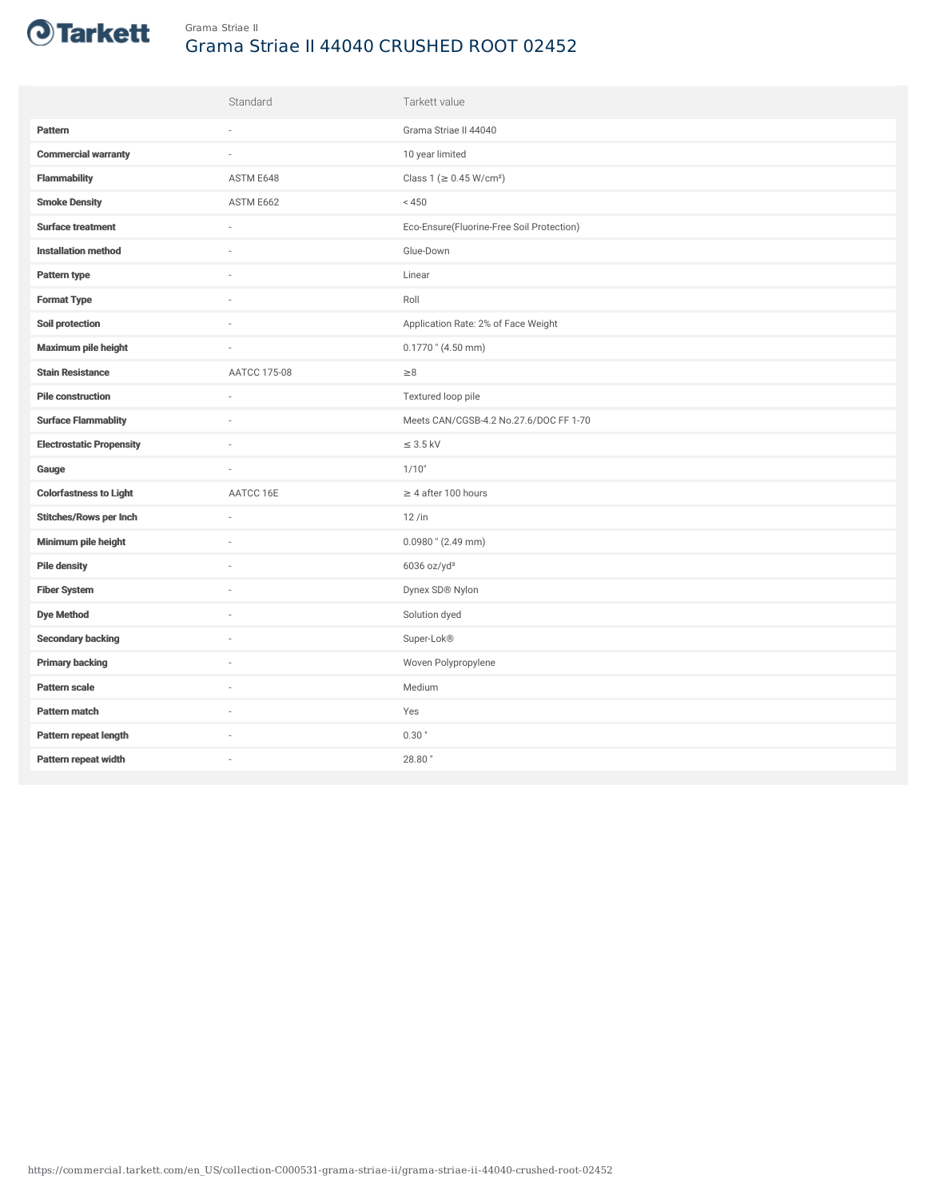Grama Striae II

# Grama Striae II 44040 CRUSHED ROOT 02452

| | Standard | Tarkett value |
|---|---|---|
| **Pattern** | - | Grama Striae II 44040 |
| **Commercial warranty** | - | 10 year limited |
| **Flammability** | ASTM E648 | Class 1 (≥ 0.45 W/cm²) |
| **Smoke Density** | ASTM E662 | < 450 |
| **Surface treatment** | - | Eco-Ensure(Fluorine-Free Soil Protection) |
| **Installation method** | - | Glue-Down |
| **Pattern type** | - | Linear |
| **Format Type** | - | Roll |
| **Soil protection** | - | Application Rate: 2% of Face Weight |
| **Maximum pile height** | - | 0.1770 " (4.50 mm) |
| **Stain Resistance** | AATCC 175-08 | ≥8 |
| **Pile construction** | - | Textured loop pile |
| **Surface Flammablity** | - | Meets CAN/CGSB-4.2 No.27.6/DOC FF 1-70 |
| **Electrostatic Propensity** | - | ≤ 3.5 kV |
| **Gauge** | - | 1/10" |
| **Colorfastness to Light** | AATCC 16E | ≥ 4 after 100 hours |
| **Stitches/Rows per Inch** | - | 12 /in |
| **Minimum pile height** | - | 0.0980 " (2.49 mm) |
| **Pile density** | - | 6036 oz/yd³ |
| **Fiber System** | - | Dynex SD® Nylon |
| **Dye Method** | - | Solution dyed |
| **Secondary backing** | - | Super-Lok® |
| **Primary backing** | - | Woven Polypropylene |
| **Pattern scale** | - | Medium |
| **Pattern match** | - | Yes |
| **Pattern repeat length** | - | 0.30 " |
| **Pattern repeat width** | - | 28.80 " |

https://commercial.tarkett.com/en_US/collection-C000531-grama-striae-ii/grama-striae-ii-44040-crushed-root-02452